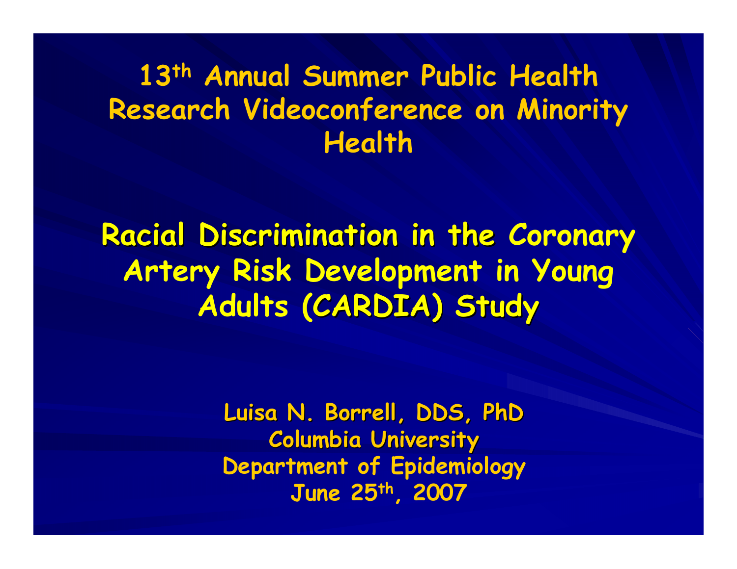# 13th Annual Summer Public Health Research Videoconference on Minority Health

## Racial Discrimination in the Coronary Artery Risk Development in Young Adults (CARDIA) Study

**Luisa N. Borrell, DDS, PhD**
**Columbia University**
**Department of Epidemiology**
**June 25th, 2007**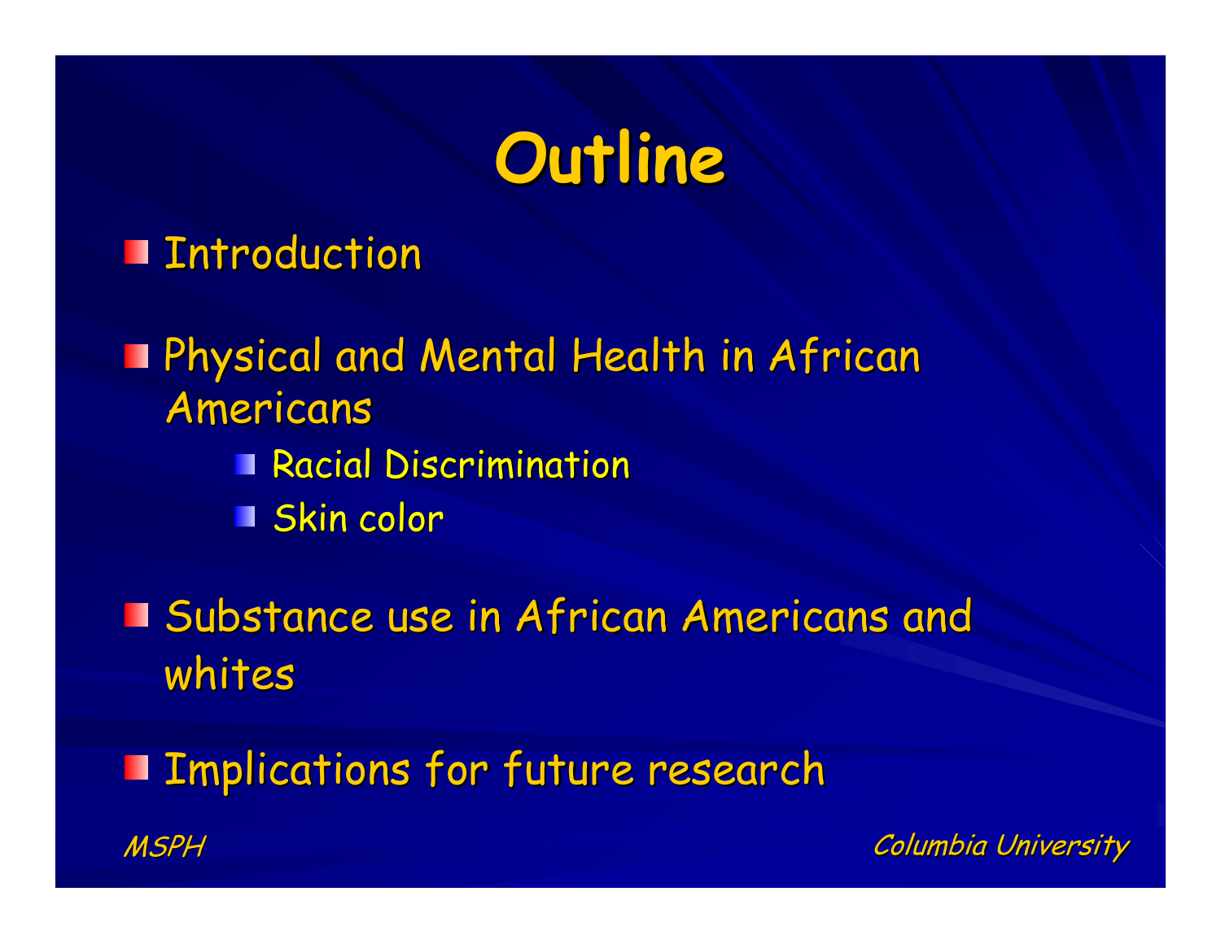# Outline

- Introduction
- Physical and Mental Health in African Americans
  - Racial Discrimination
  - Skin color
- Substance use in African Americans and whites
- Implications for future research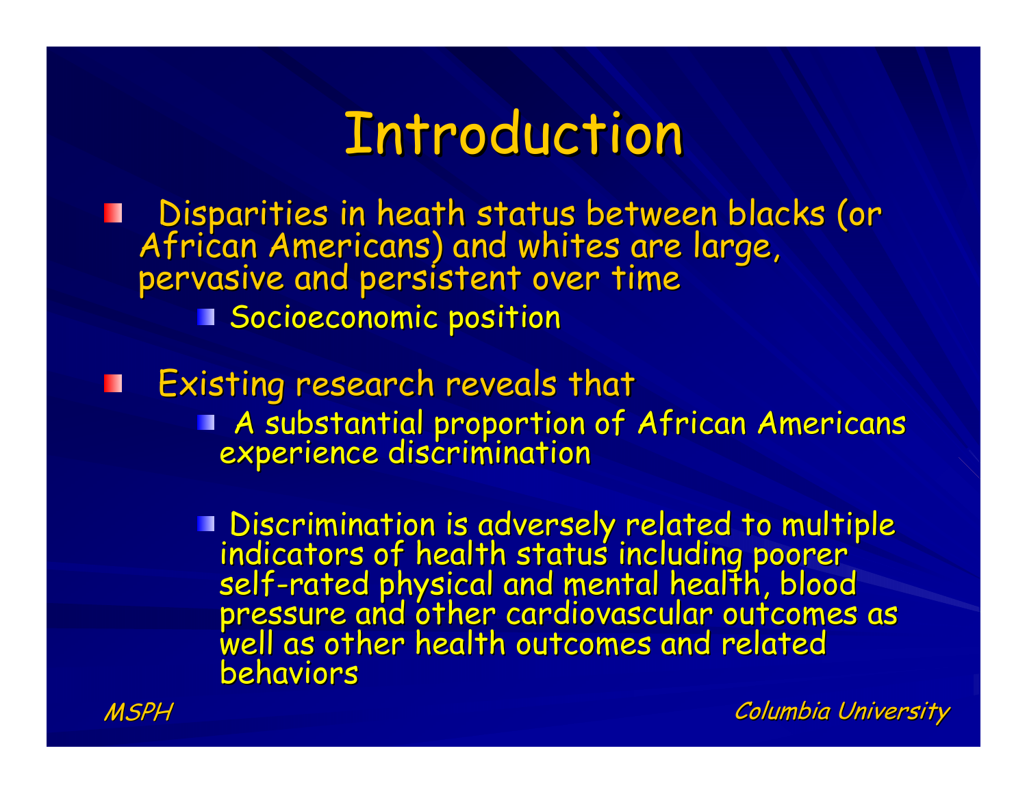# Introduction

- Disparities in heath status between blacks (or African Americans) and whites are large, pervasive and persistent over time
  - Socioeconomic position
- Existing research reveals that
  - A substantial proportion of African Americans experience discrimination
  - Discrimination is adversely related to multiple indicators of health status including poorer self-rated physical and mental health, blood pressure and other cardiovascular outcomes as well as other health outcomes and related behaviors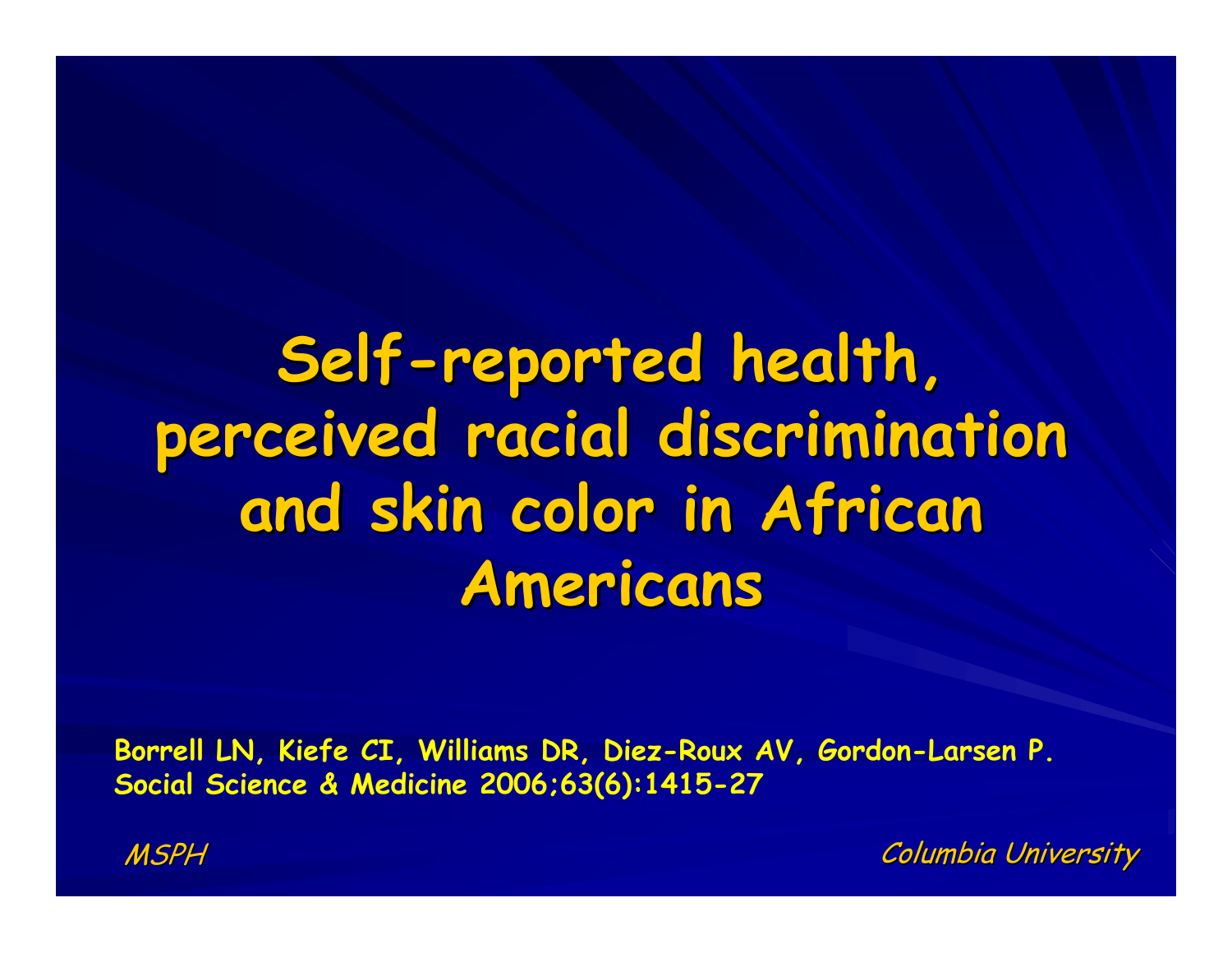# Self-reported health, perceived racial discrimination and skin color in African Americans

**Borrell LN, Kiefe CI, Williams DR, Diez-Roux AV, Gordon-Larsen P. Social Science & Medicine 2006;63(6):1415-27**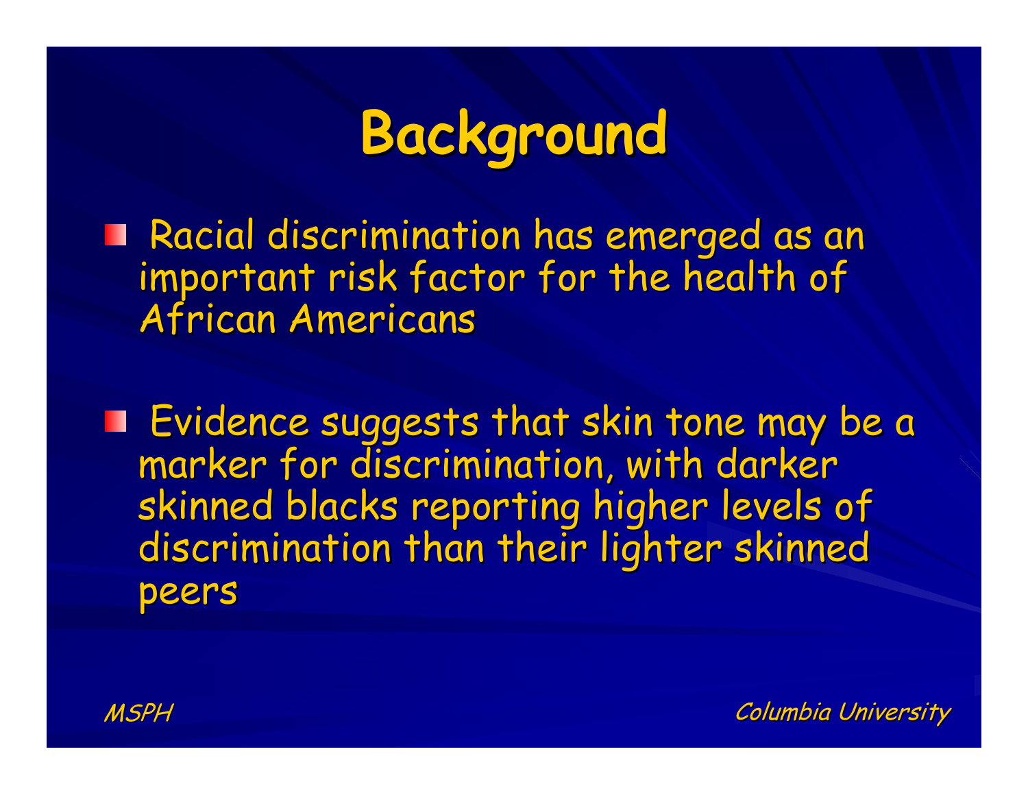# Background

- Racial discrimination has emerged as an important risk factor for the health of African Americans
- Evidence suggests that skin tone may be a marker for discrimination, with darker skinned blacks reporting higher levels of discrimination than their lighter skinned peers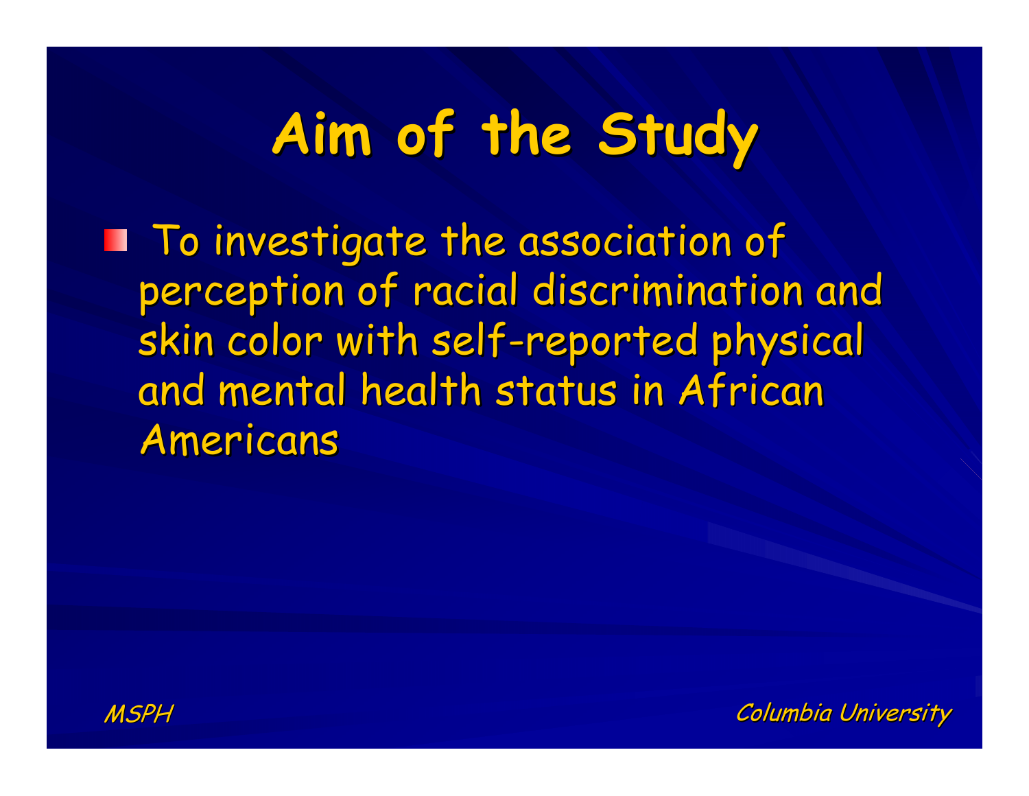# Aim of the Study

- To investigate the association of perception of racial discrimination and skin color with self-reported physical and mental health status in African Americans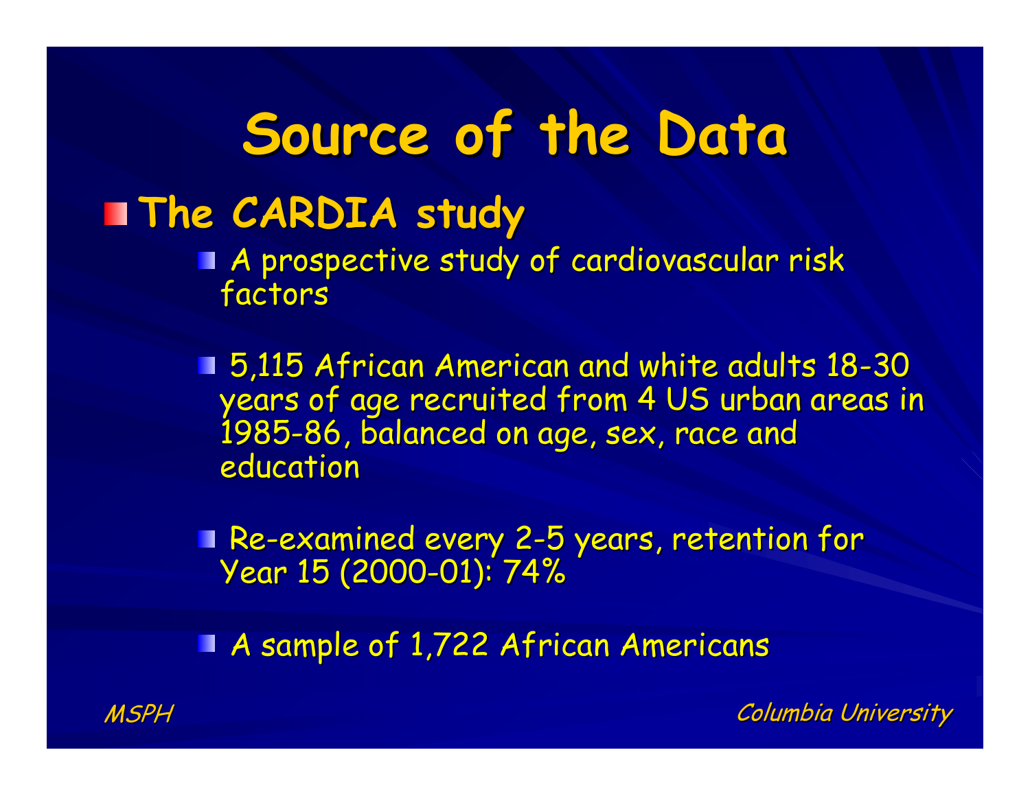# Source of the Data

- **The CARDIA study**
  - A prospective study of cardiovascular risk factors
  - 5,115 African American and white adults 18-30 years of age recruited from 4 US urban areas in 1985-86, balanced on age, sex, race and education
  - Re-examined every 2-5 years, retention for Year 15 (2000-01): 74%
  - A sample of 1,722 African Americans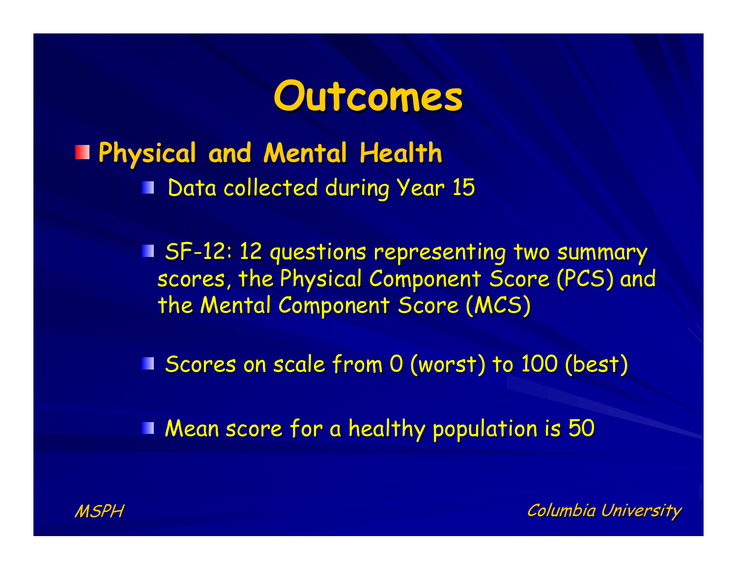# Outcomes

- **Physical and Mental Health**
  - Data collected during Year 15
  - SF-12: 12 questions representing two summary scores, the Physical Component Score (PCS) and the Mental Component Score (MCS)
  - Scores on scale from 0 (worst) to 100 (best)
  - Mean score for a healthy population is 50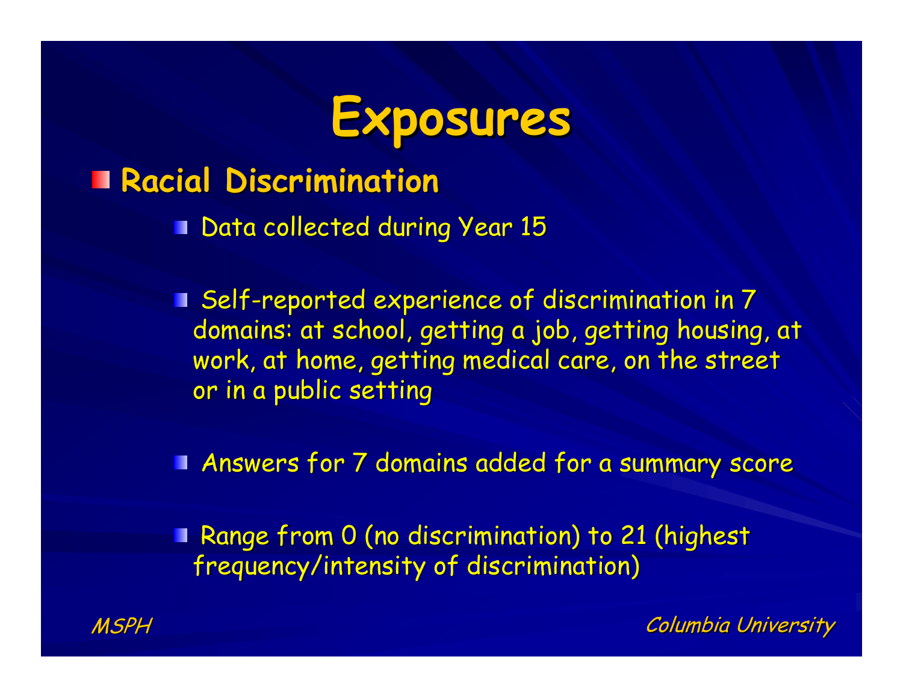# Exposures

- **Racial Discrimination**
  - Data collected during Year 15
  - Self-reported experience of discrimination in 7 domains: at school, getting a job, getting housing, at work, at home, getting medical care, on the street or in a public setting
  - Answers for 7 domains added for a summary score
  - Range from 0 (no discrimination) to 21 (highest frequency/intensity of discrimination)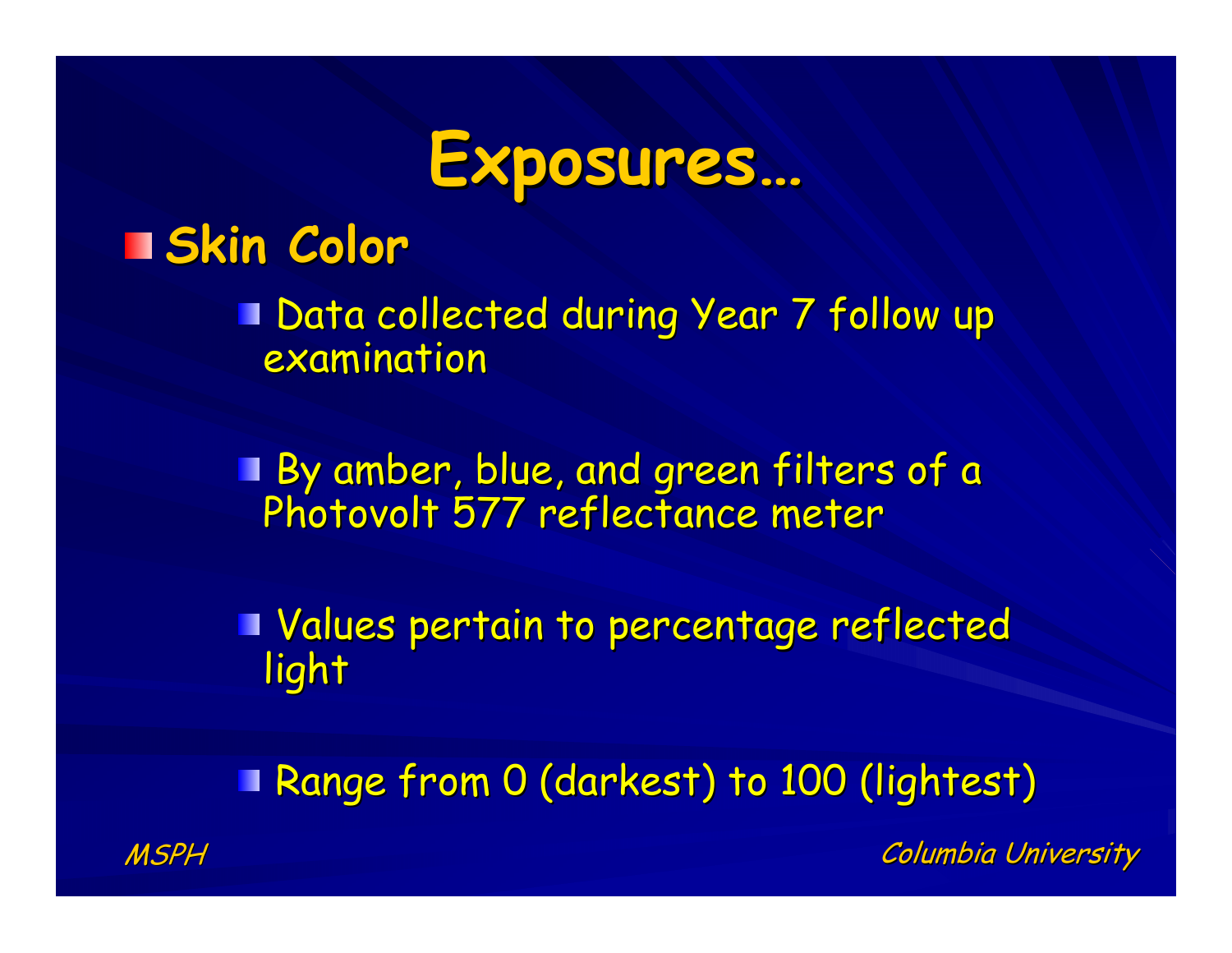# Exposures…

- **Skin Color**
  - Data collected during Year 7 follow up examination
  - By amber, blue, and green filters of a Photovolt 577 reflectance meter
  - Values pertain to percentage reflected light
  - Range from 0 (darkest) to 100 (lightest)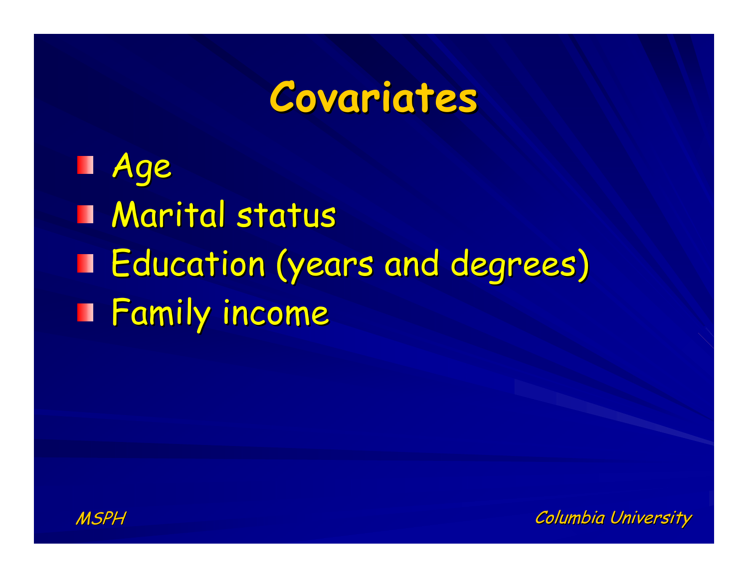# Covariates

- Age
- Marital status
- Education (years and degrees)
- Family income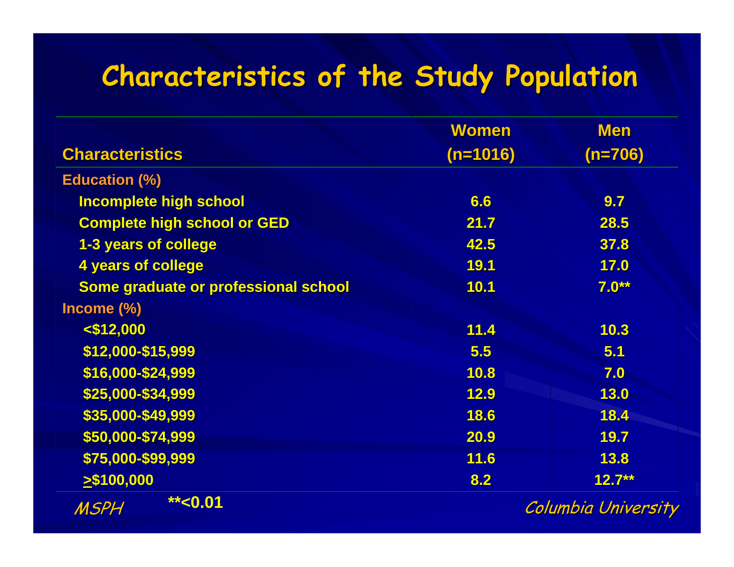# Characteristics of the Study Population

| Characteristics | Women (n=1016) | Men (n=706) |
|---|---|---|
| **Education (%)** | | |
| Incomplete high school | 6.6 | 9.7 |
| Complete high school or GED | 21.7 | 28.5 |
| 1-3 years of college | 42.5 | 37.8 |
| 4 years of college | 19.1 | 17.0 |
| Some graduate or professional school | 10.1 | 7.0** |
| **Income (%)** | | |
| <$12,000 | 11.4 | 10.3 |
| $12,000-$15,999 | 5.5 | 5.1 |
| $16,000-$24,999 | 10.8 | 7.0 |
| $25,000-$34,999 | 12.9 | 13.0 |
| $35,000-$49,999 | 18.6 | 18.4 |
| $50,000-$74,999 | 20.9 | 19.7 |
| $75,000-$99,999 | 11.6 | 13.8 |
| ≥$100,000 | 8.2 | 12.7** |

**<0.01

*MSPH* — *Columbia University*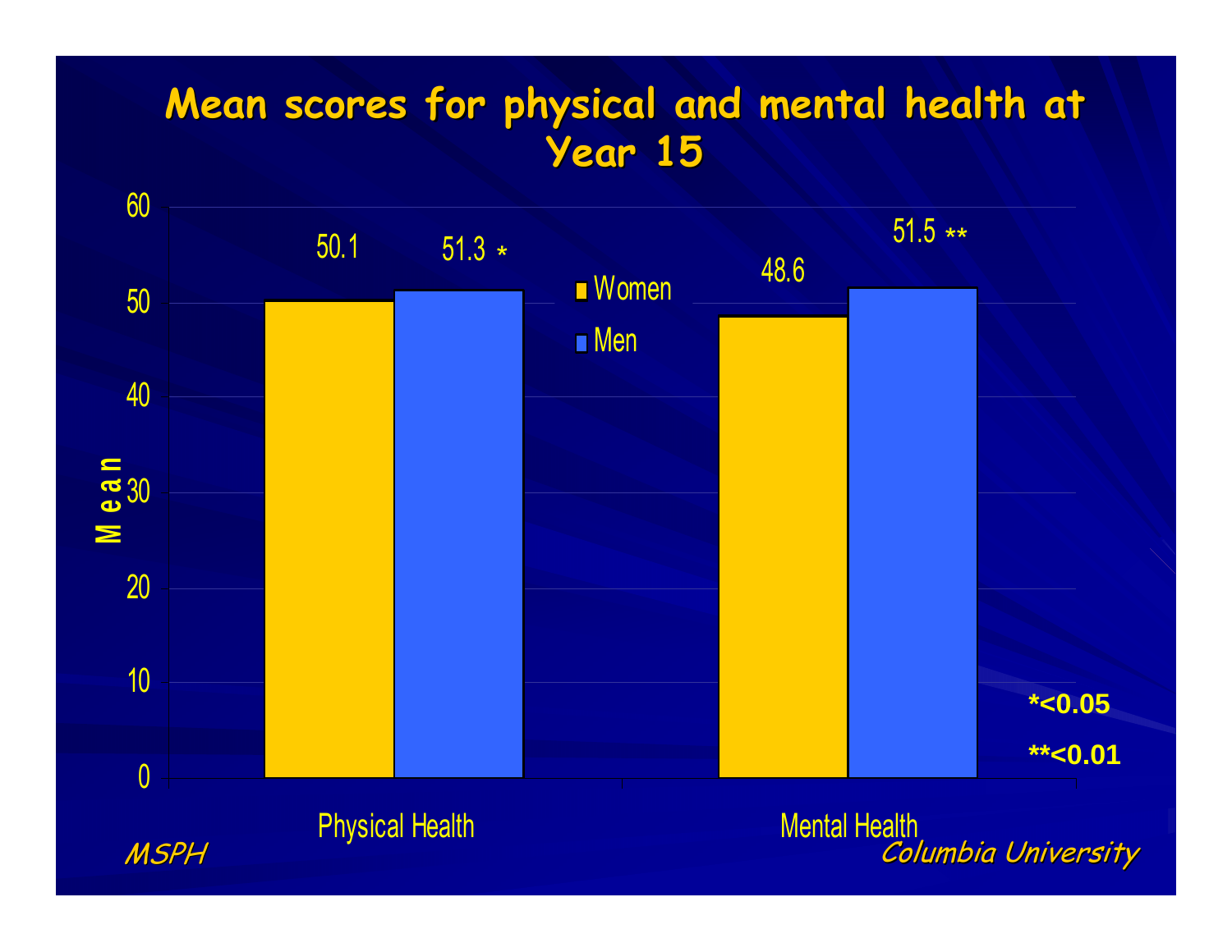# Mean scores for physical and mental health at Year 15

| | Women | Men |
|---|---|---|
| Physical Health | 50.1 | 51.3 * |
| Mental Health | 48.6 | 51.5 ** |

*<0.05

**<0.01

*MSPH* *Columbia University*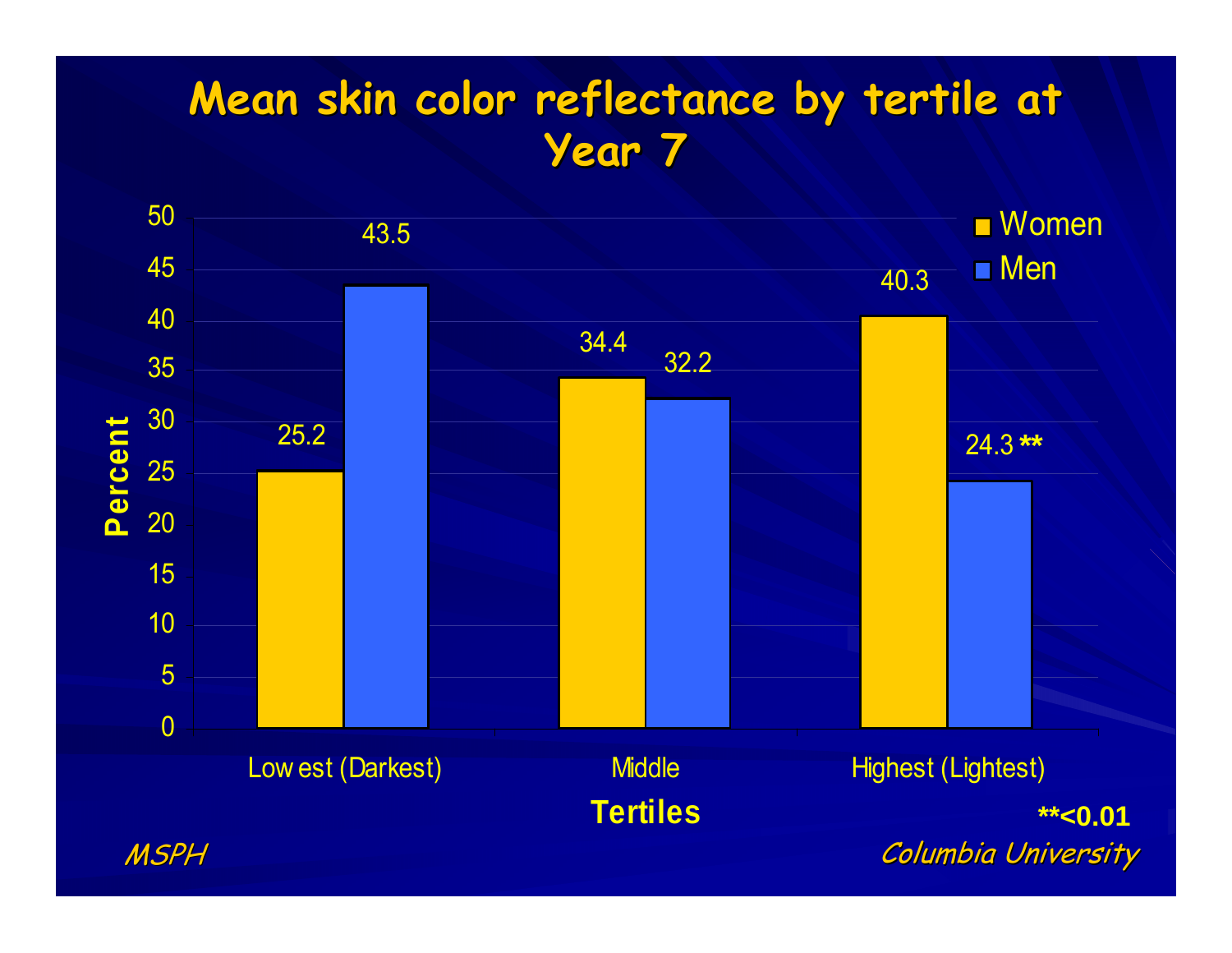# Mean skin color reflectance by tertile at Year 7

| Tertiles | Women | Men |
| --- | --- | --- |
| Lowest (Darkest) | 25.2 | 43.5 |
| Middle | 34.4 | 32.2 |
| Highest (Lightest) | 40.3 | 24.3 ** |

Percent

**<0.01

*MSPH*

*Columbia University*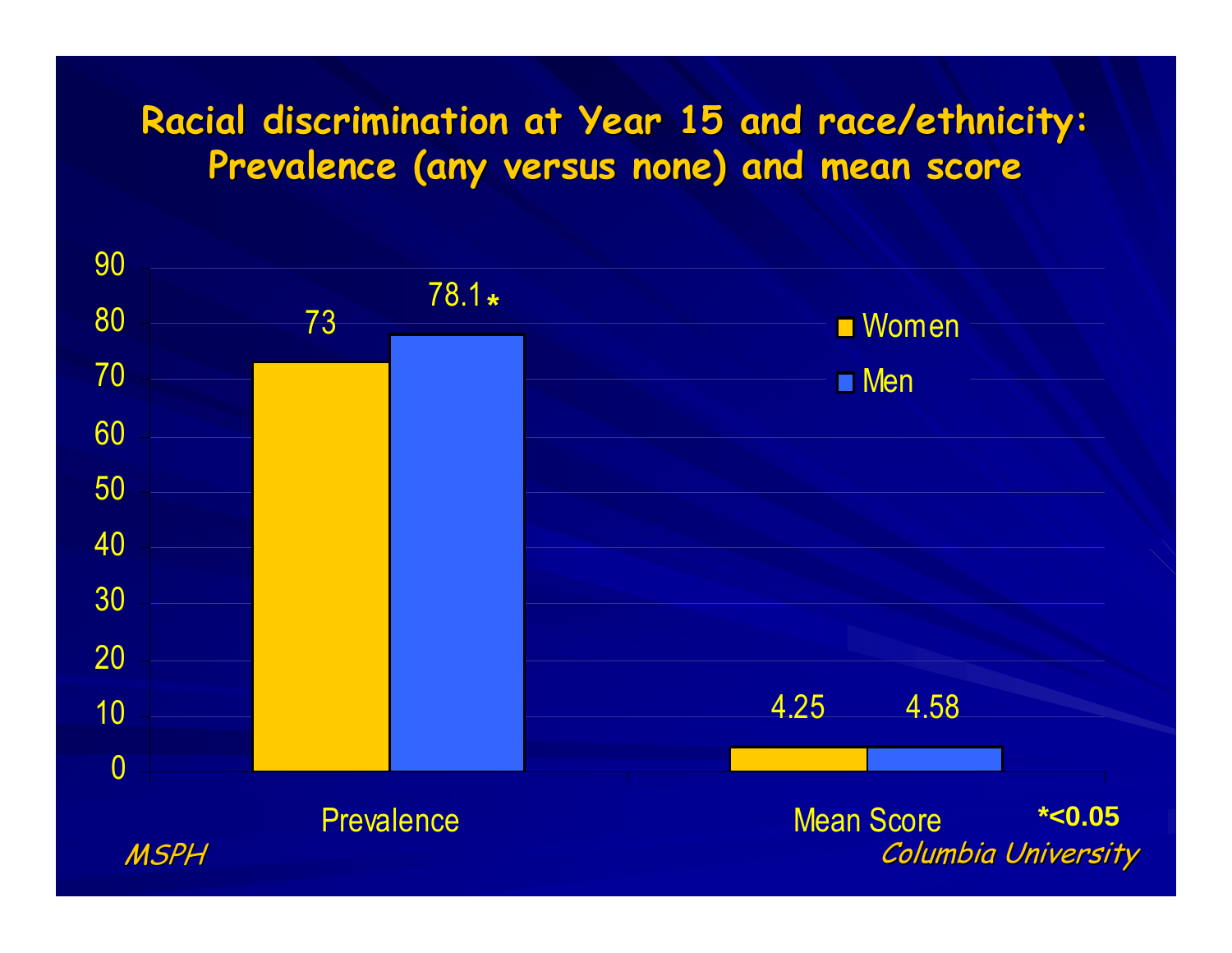# Racial discrimination at Year 15 and race/ethnicity: Prevalence (any versus none) and mean score

| | Women | Men |
|---|---|---|
| Prevalence | 73 | 78.1* |
| Mean Score | 4.25 | 4.58 |

*<0.05

*MSPH* *Columbia University*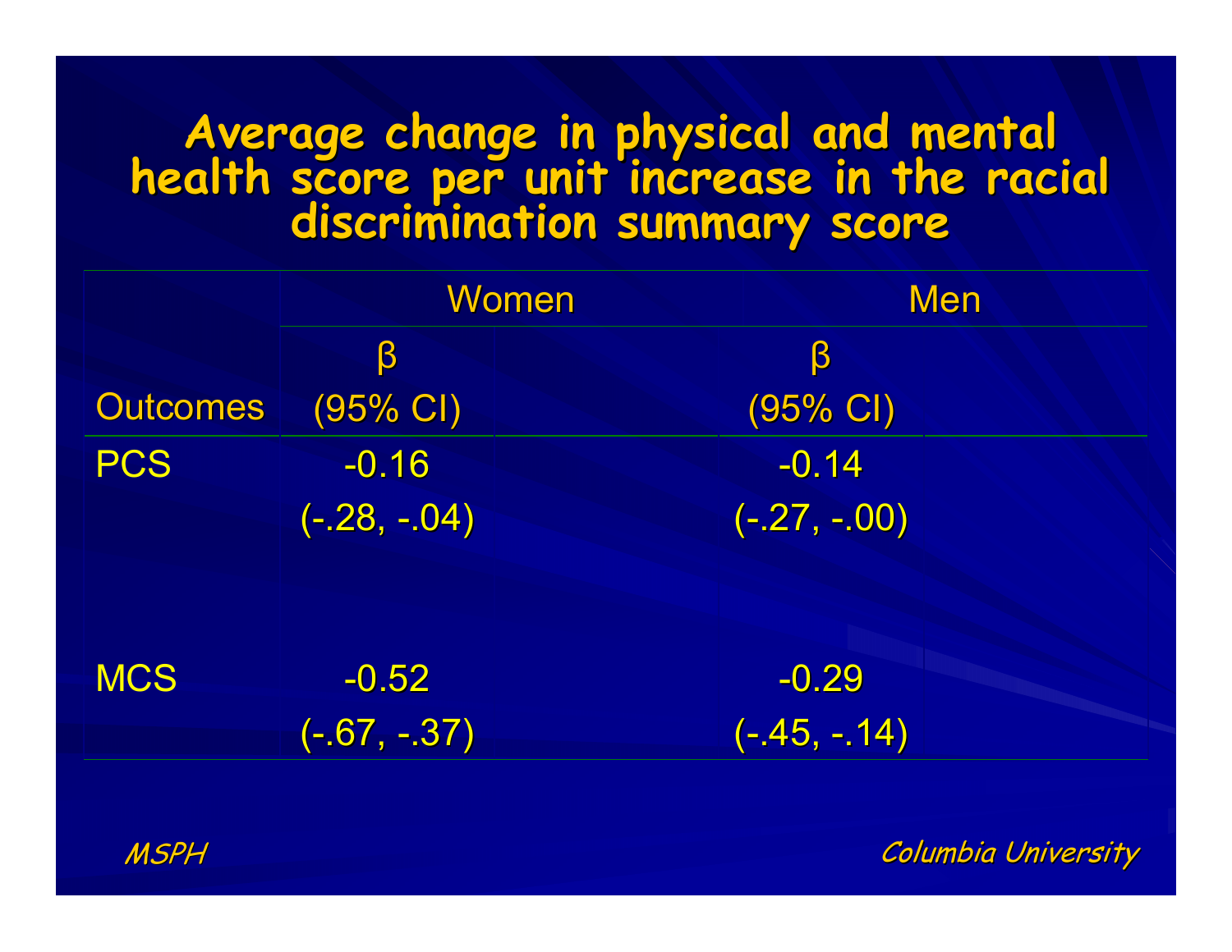# Average change in physical and mental health score per unit increase in the racial discrimination summary score

| | Women | Men |
|---|---|---|
| Outcomes | β (95% CI) | β (95% CI) |
| PCS | -0.16 (-.28, -.04) | -0.14 (-.27, -.00) |
| MCS | -0.52 (-.67, -.37) | -0.29 (-.45, -.14) |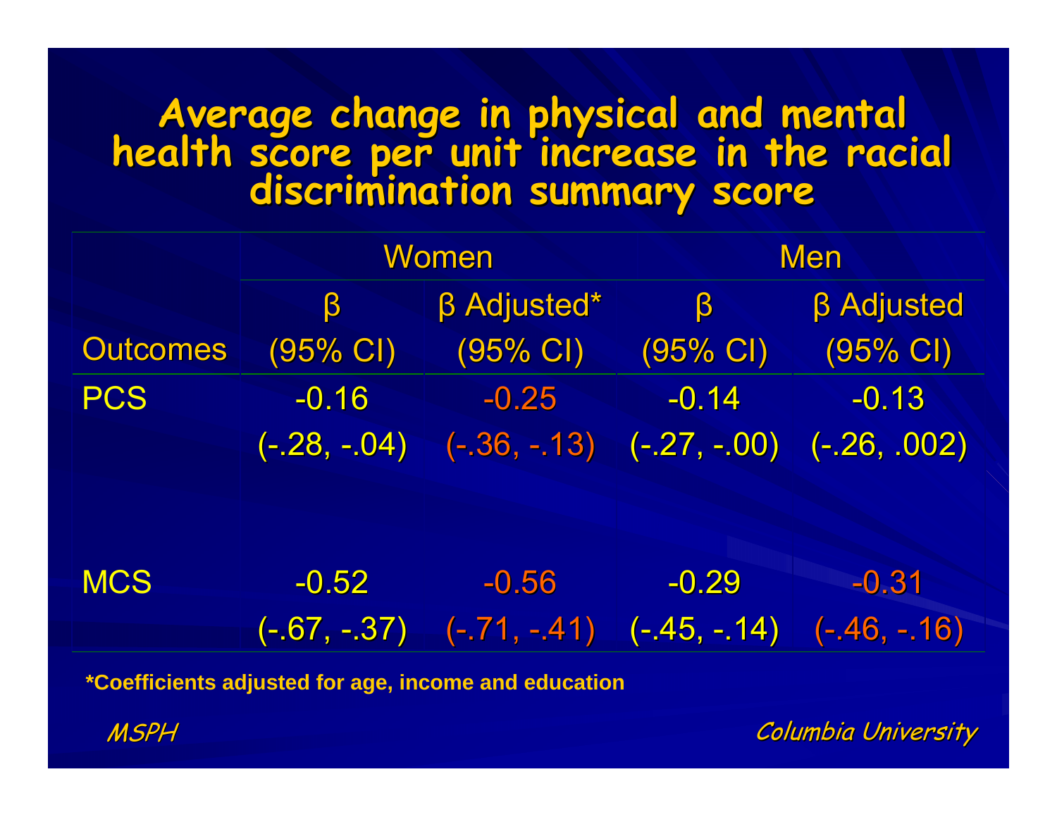# Average change in physical and mental health score per unit increase in the racial discrimination summary score

| | Women | | Men | |
|---|---|---|---|---|
| Outcomes | β (95% CI) | β Adjusted* (95% CI) | β (95% CI) | β Adjusted (95% CI) |
| PCS | -0.16 (-.28, -.04) | -0.25 (-.36, -.13) | -0.14 (-.27, -.00) | -0.13 (-.26, .002) |
| MCS | -0.52 (-.67, -.37) | -0.56 (-.71, -.41) | -0.29 (-.45, -.14) | -0.31 (-.46, -.16) |

**\*Coefficients adjusted for age, income and education**

*MSPH*

*Columbia University*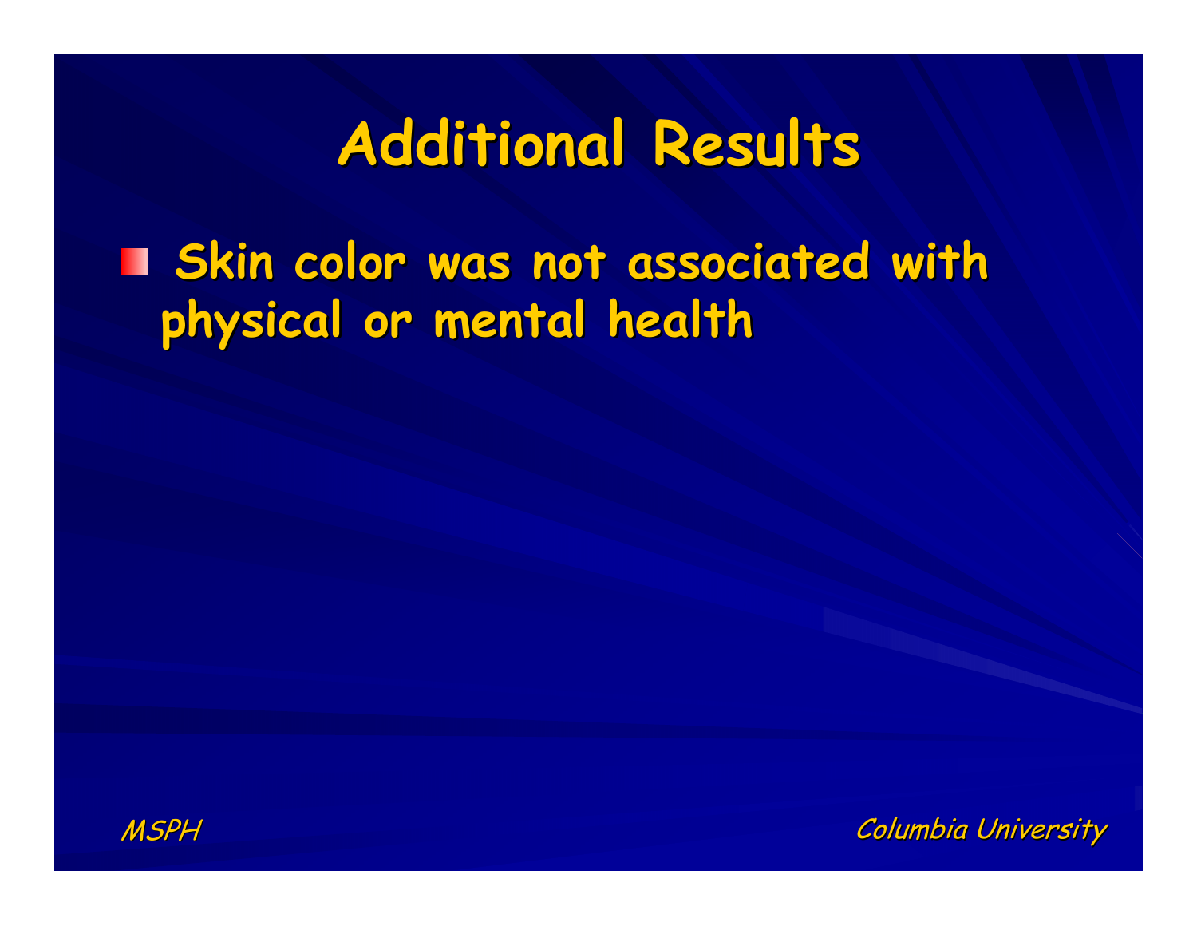# Additional Results

- Skin color was not associated with physical or mental health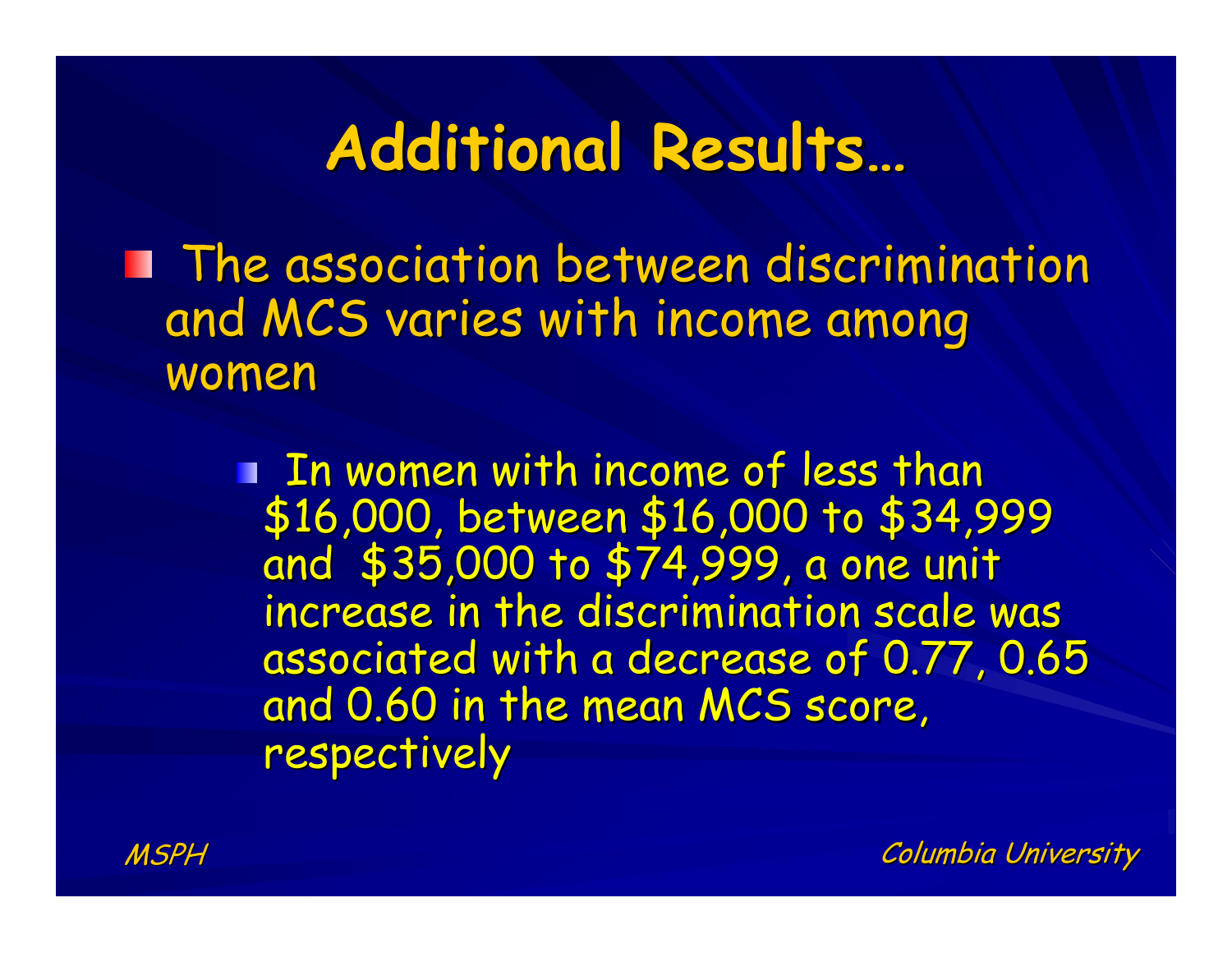# Additional Results…

- The association between discrimination and MCS varies with income among women
  - In women with income of less than $16,000, between $16,000 to $34,999 and $35,000 to $74,999, a one unit increase in the discrimination scale was associated with a decrease of 0.77, 0.65 and 0.60 in the mean MCS score, respectively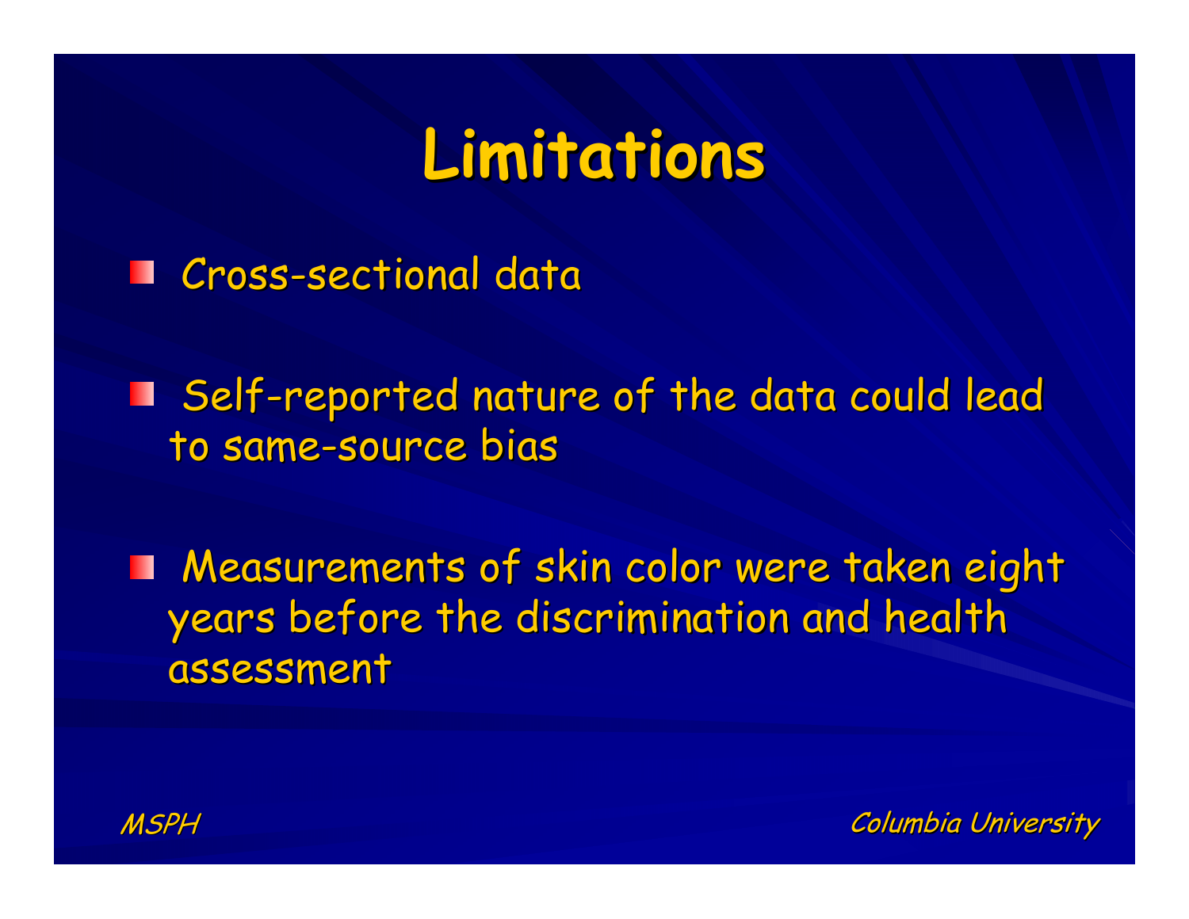# Limitations

- Cross-sectional data
- Self-reported nature of the data could lead to same-source bias
- Measurements of skin color were taken eight years before the discrimination and health assessment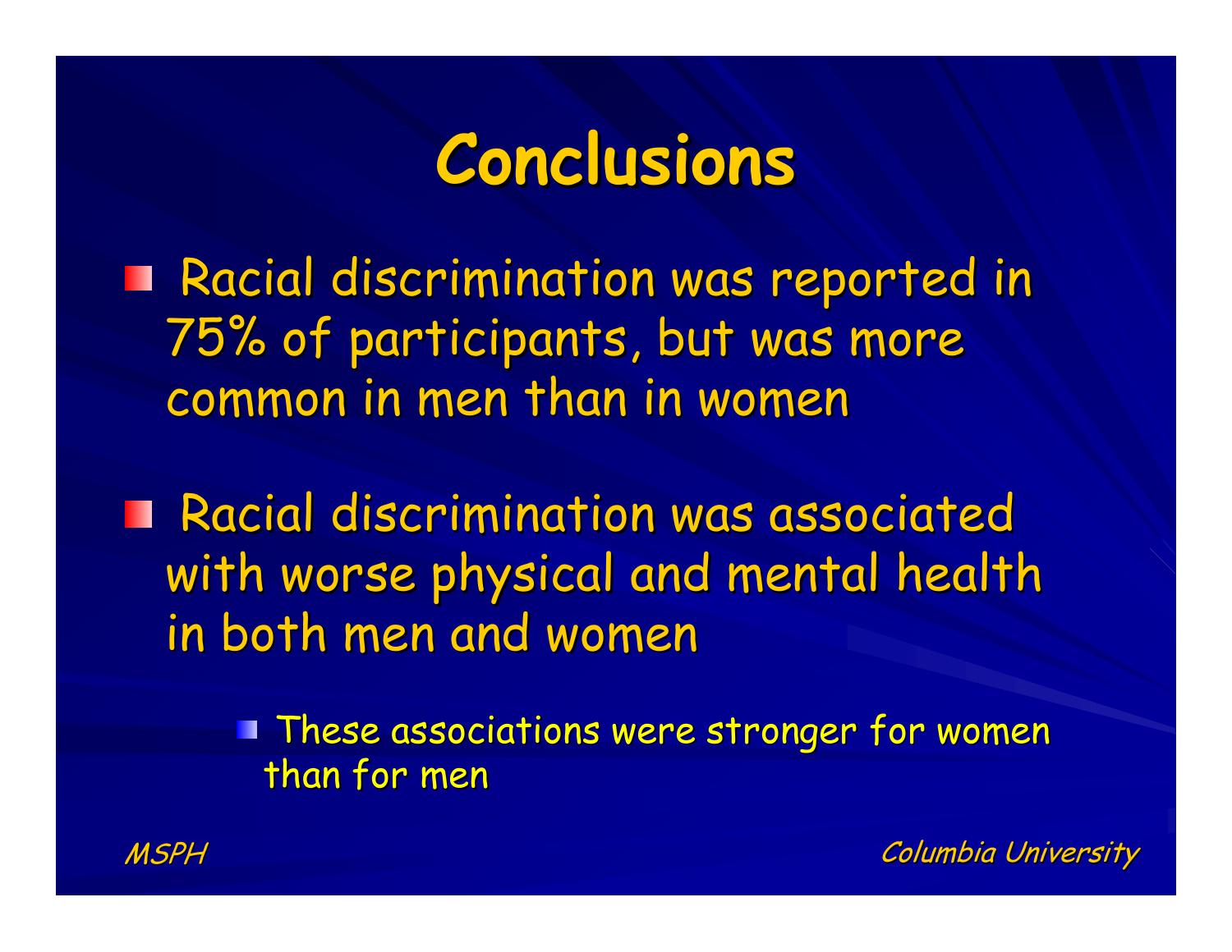# Conclusions

- Racial discrimination was reported in 75% of participants, but was more common in men than in women
- Racial discrimination was associated with worse physical and mental health in both men and women
  - These associations were stronger for women than for men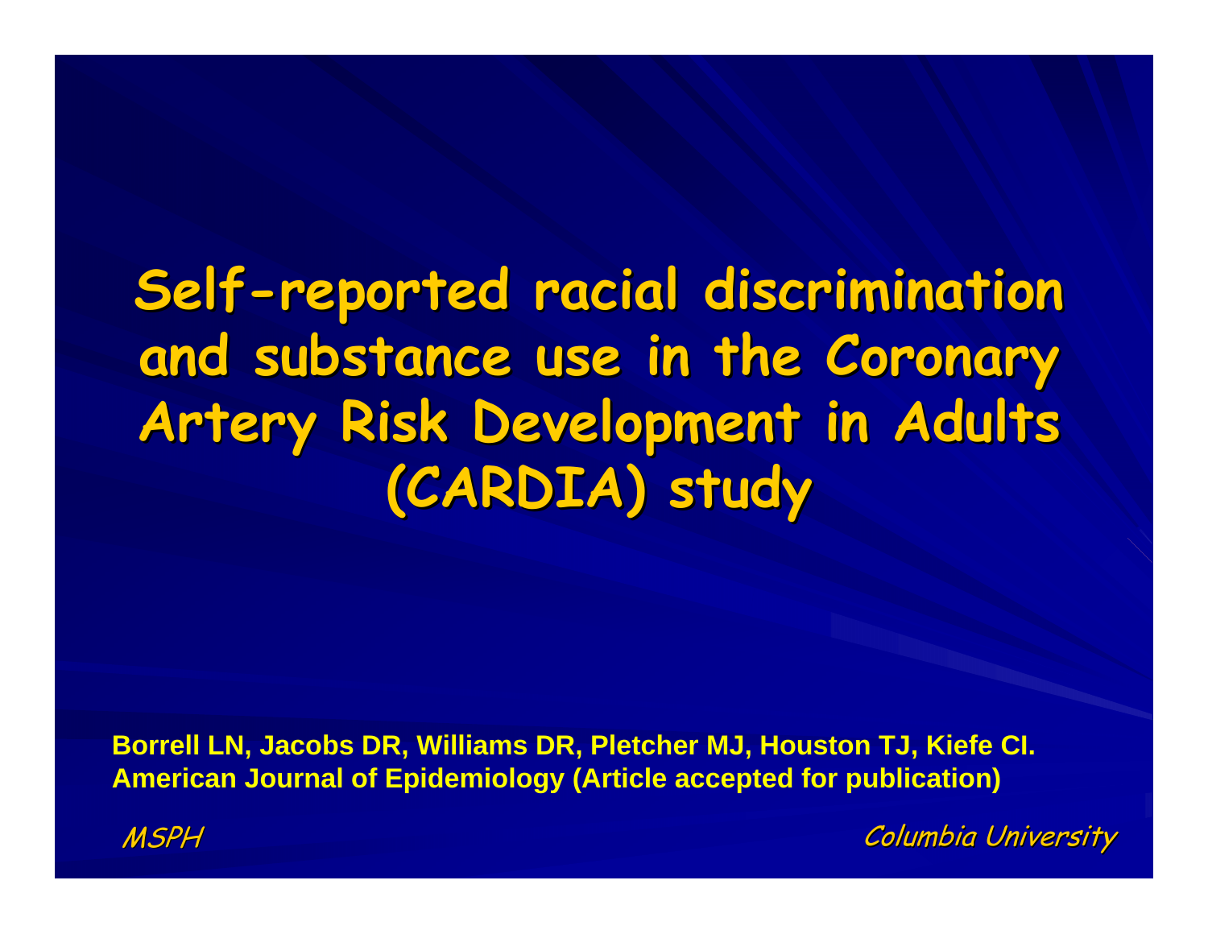# Self-reported racial discrimination and substance use in the Coronary Artery Risk Development in Adults (CARDIA) study

**Borrell LN, Jacobs DR, Williams DR, Pletcher MJ, Houston TJ, Kiefe CI. American Journal of Epidemiology (Article accepted for publication)**

*MSPH* *Columbia University*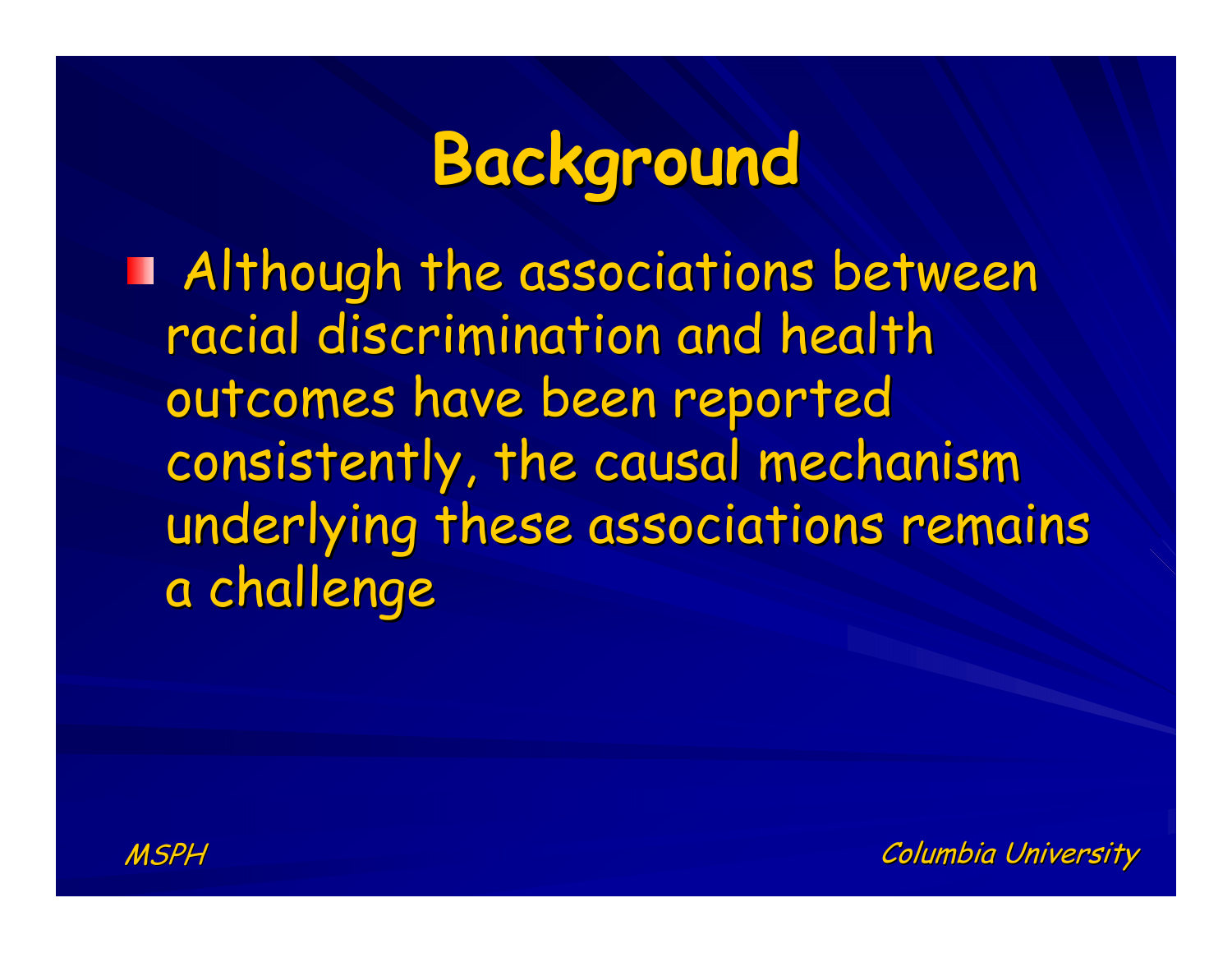# Background

- Although the associations between racial discrimination and health outcomes have been reported consistently, the causal mechanism underlying these associations remains a challenge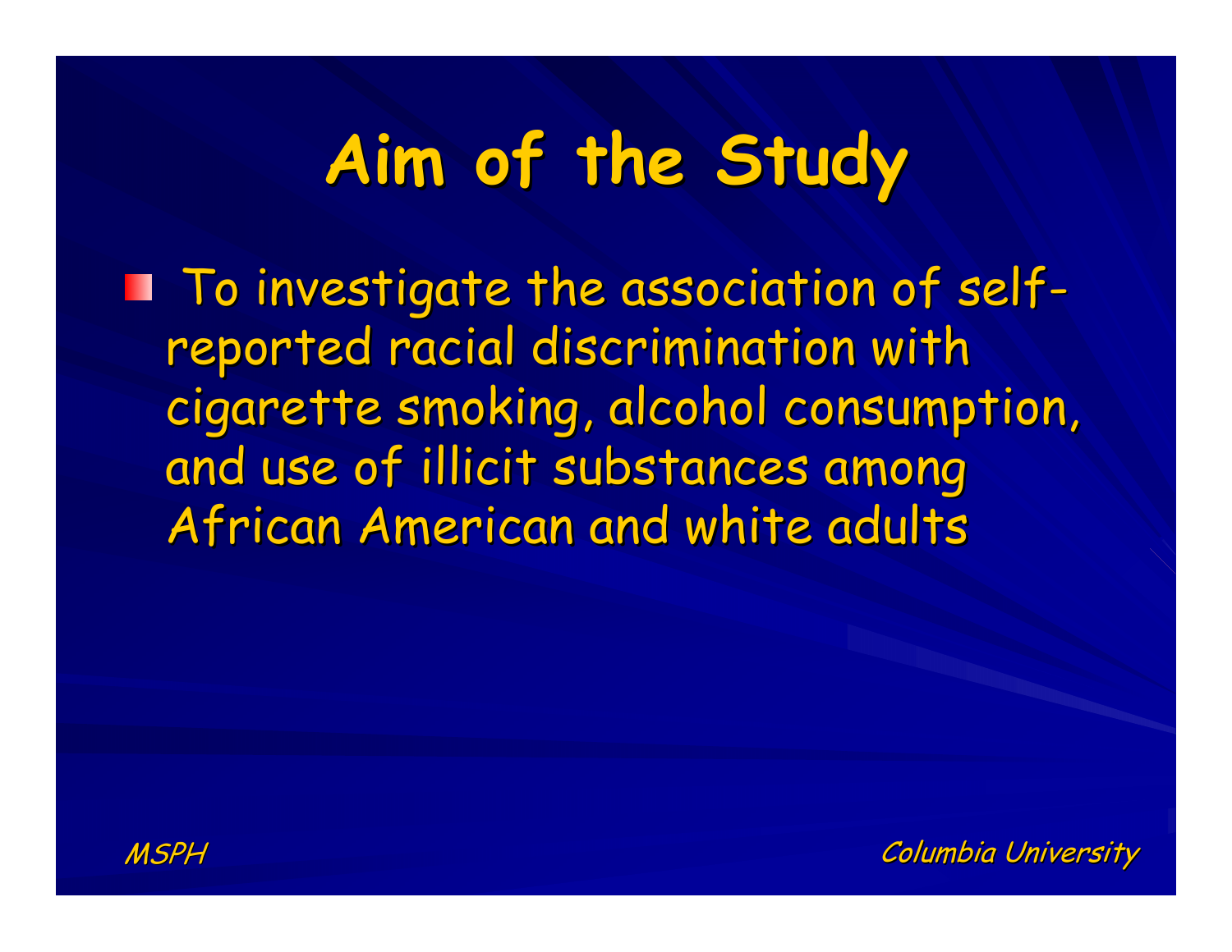# Aim of the Study

- To investigate the association of self-reported racial discrimination with cigarette smoking, alcohol consumption, and use of illicit substances among African American and white adults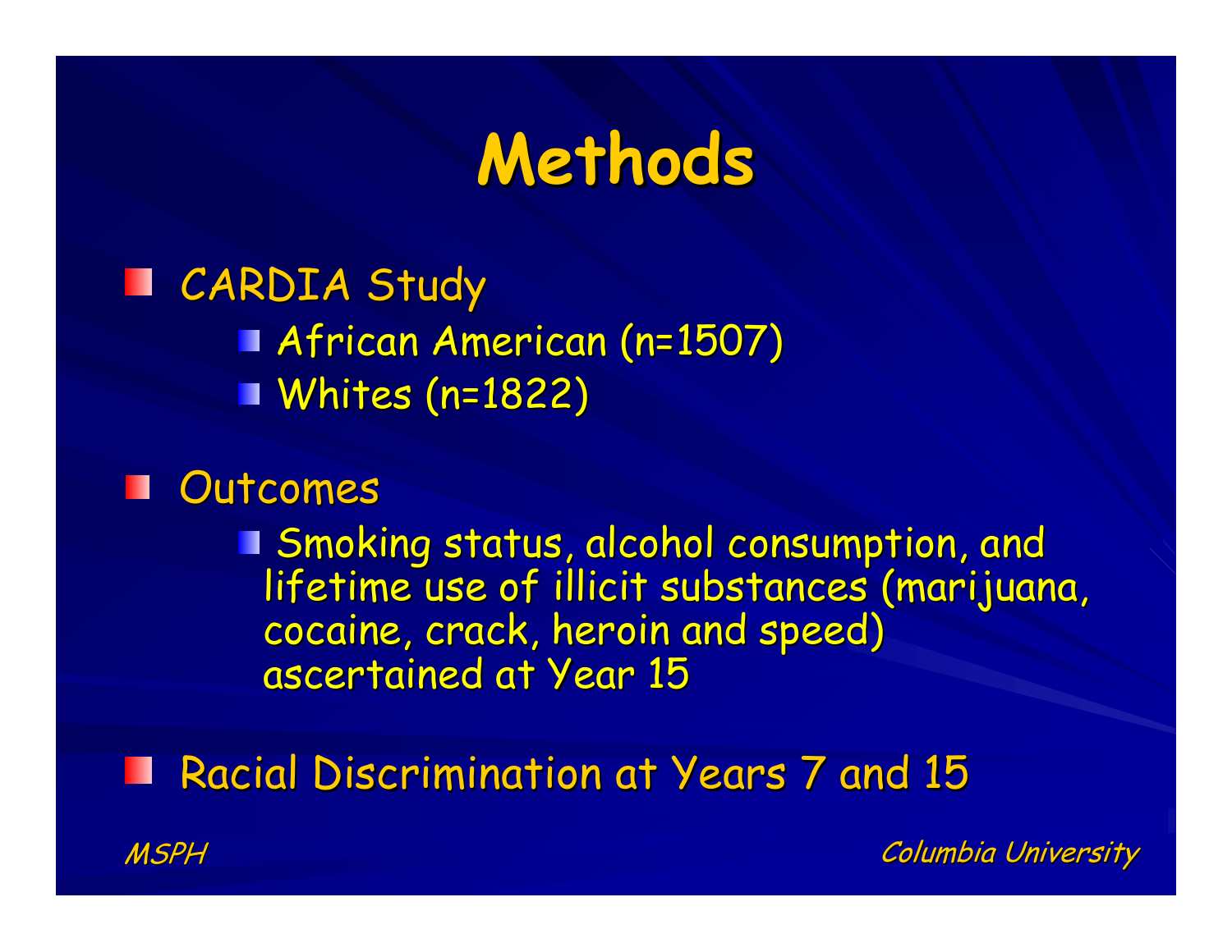# Methods

- CARDIA Study
  - African American (n=1507)
  - Whites (n=1822)
- Outcomes
  - Smoking status, alcohol consumption, and lifetime use of illicit substances (marijuana, cocaine, crack, heroin and speed) ascertained at Year 15
- Racial Discrimination at Years 7 and 15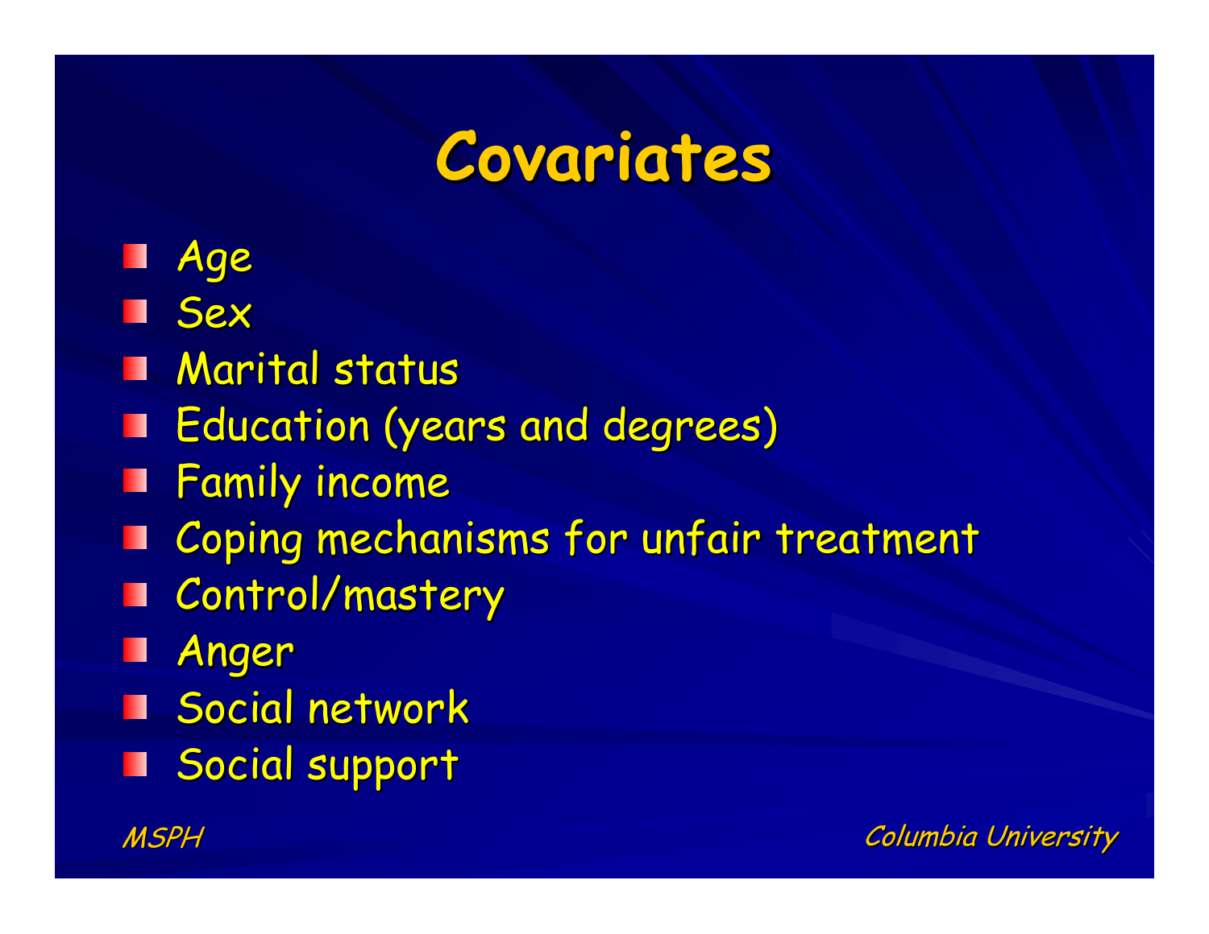# Covariates

- Age
- Sex
- Marital status
- Education (years and degrees)
- Family income
- Coping mechanisms for unfair treatment
- Control/mastery
- Anger
- Social network
- Social support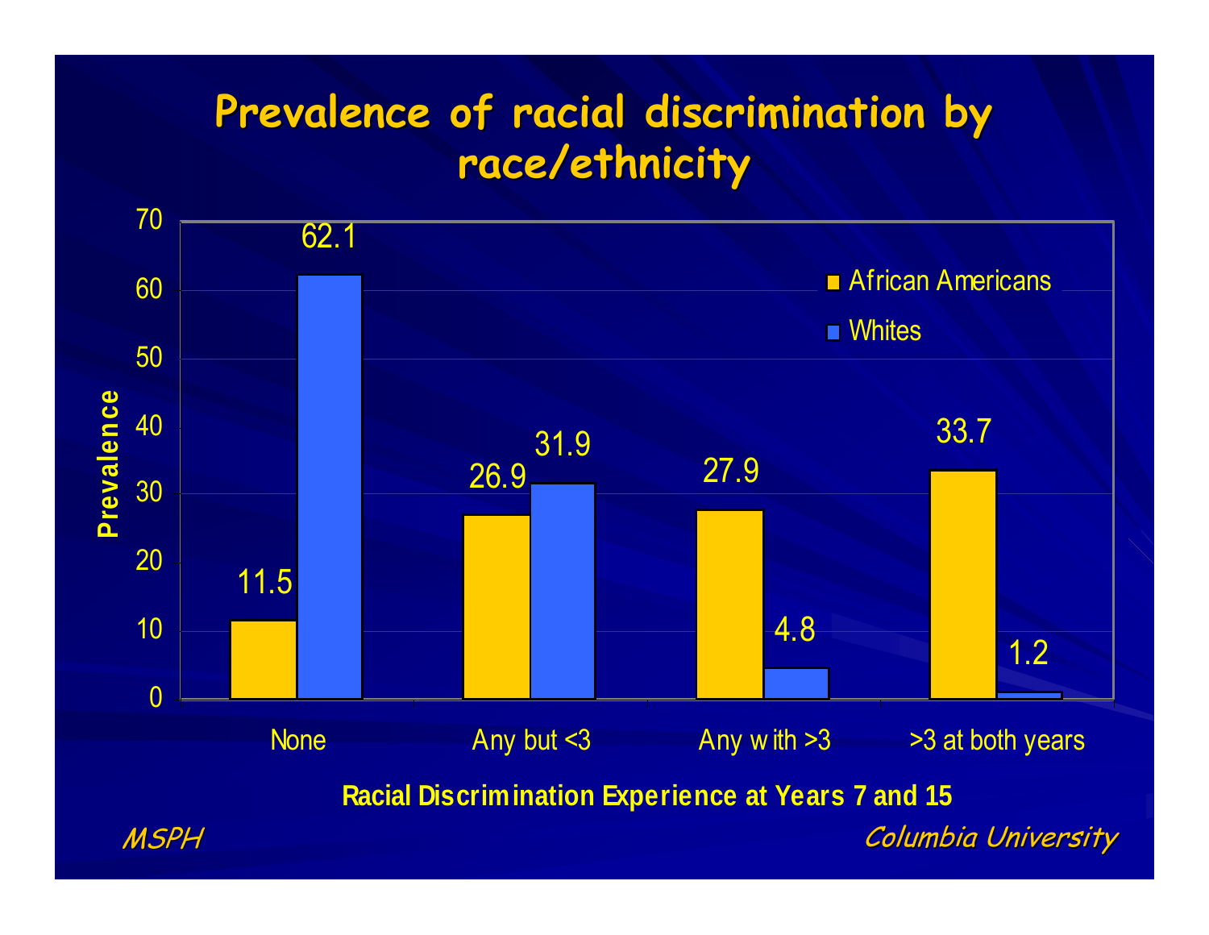# Prevalence of racial discrimination by race/ethnicity

| Racial Discrimination Experience at Years 7 and 15 | African Americans | Whites |
|---|---|---|
| None | 11.5 | 62.1 |
| Any but <3 | 26.9 | 31.9 |
| Any with >3 | 27.9 | 4.8 |
| >3 at both years | 33.7 | 1.2 |

*MSPH* *Columbia University*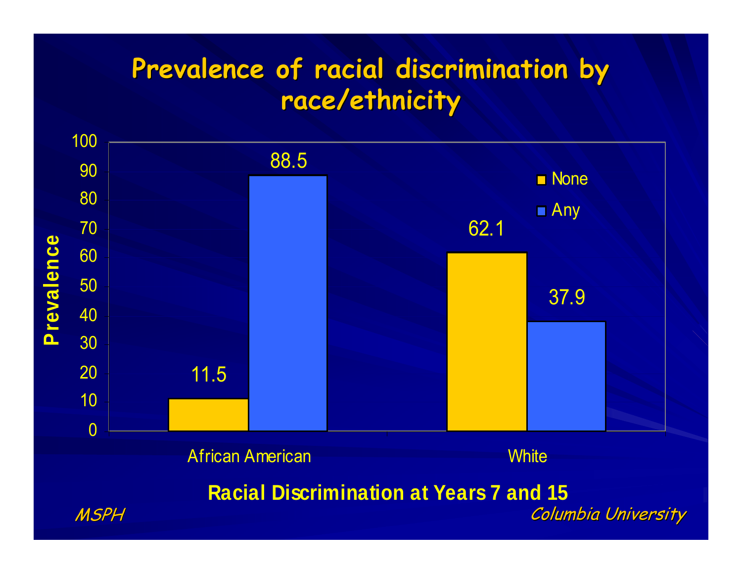# Prevalence of racial discrimination by race/ethnicity

| Racial Discrimination at Years 7 and 15 | None | Any |
| --- | --- | --- |
| African American | 11.5 | 88.5 |
| White | 62.1 | 37.9 |

Prevalence

Racial Discrimination at Years 7 and 15

*MSPH* *Columbia University*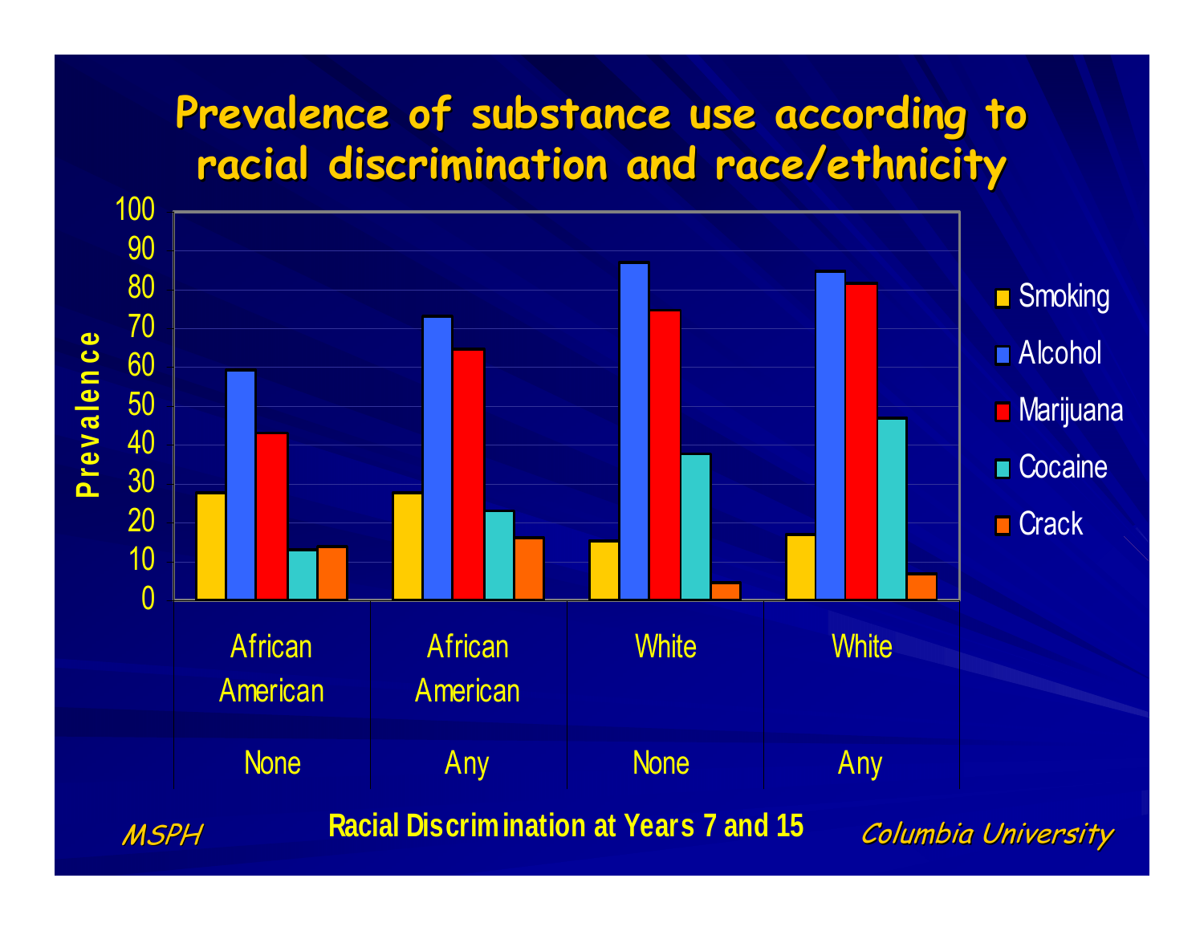# Prevalence of substance use according to racial discrimination and race/ethnicity

Prevalence

100
90
80
70
60
50
40
30
20
10
0

- Smoking
- Alcohol
- Marijuana
- Cocaine
- Crack

| African American | African American | White | White |
|---|---|---|---|
| None | Any | None | Any |

**Racial Discrimination at Years 7 and 15**

*MSPH*

*Columbia University*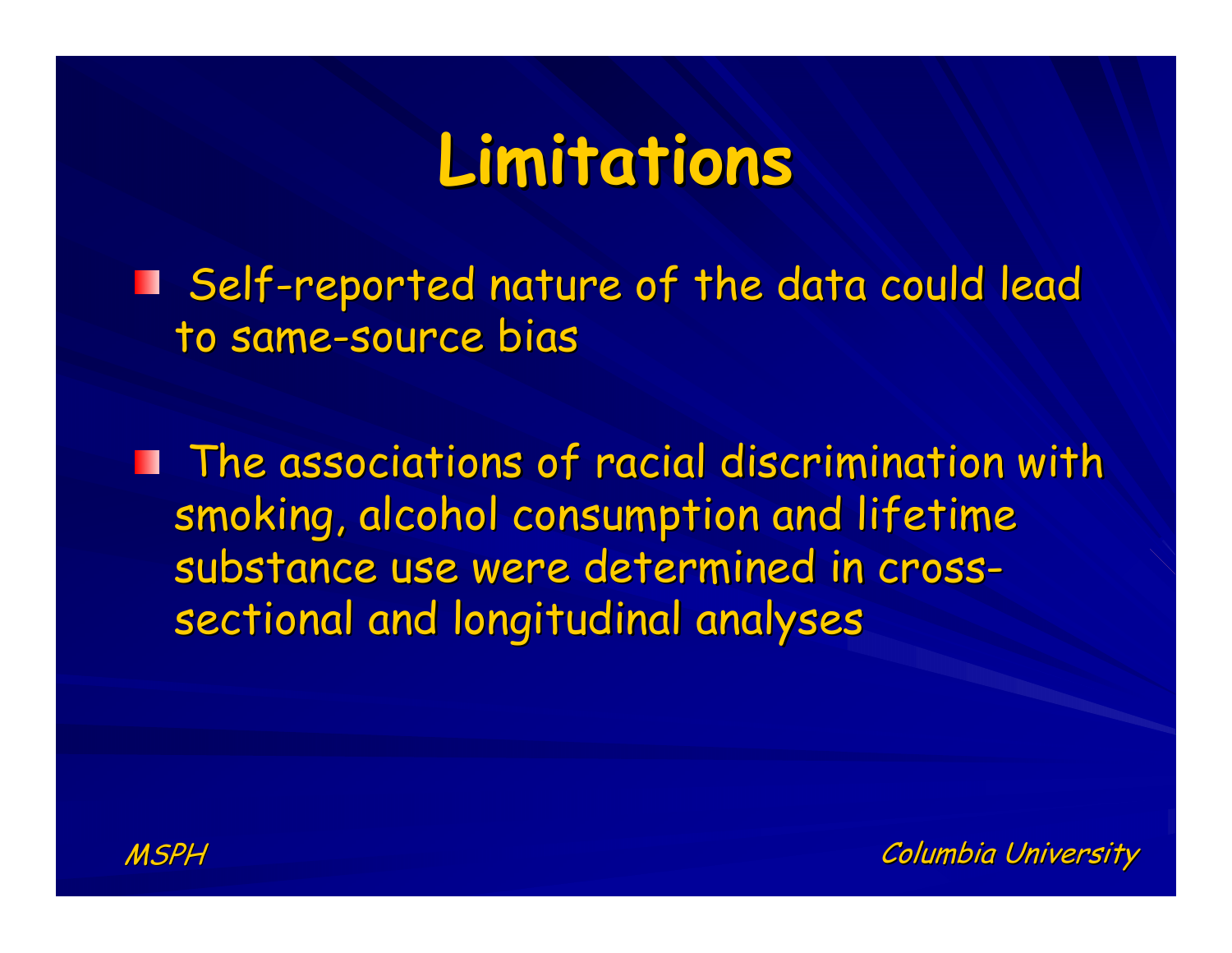# Limitations

- Self-reported nature of the data could lead to same-source bias
- The associations of racial discrimination with smoking, alcohol consumption and lifetime substance use were determined in cross-sectional and longitudinal analyses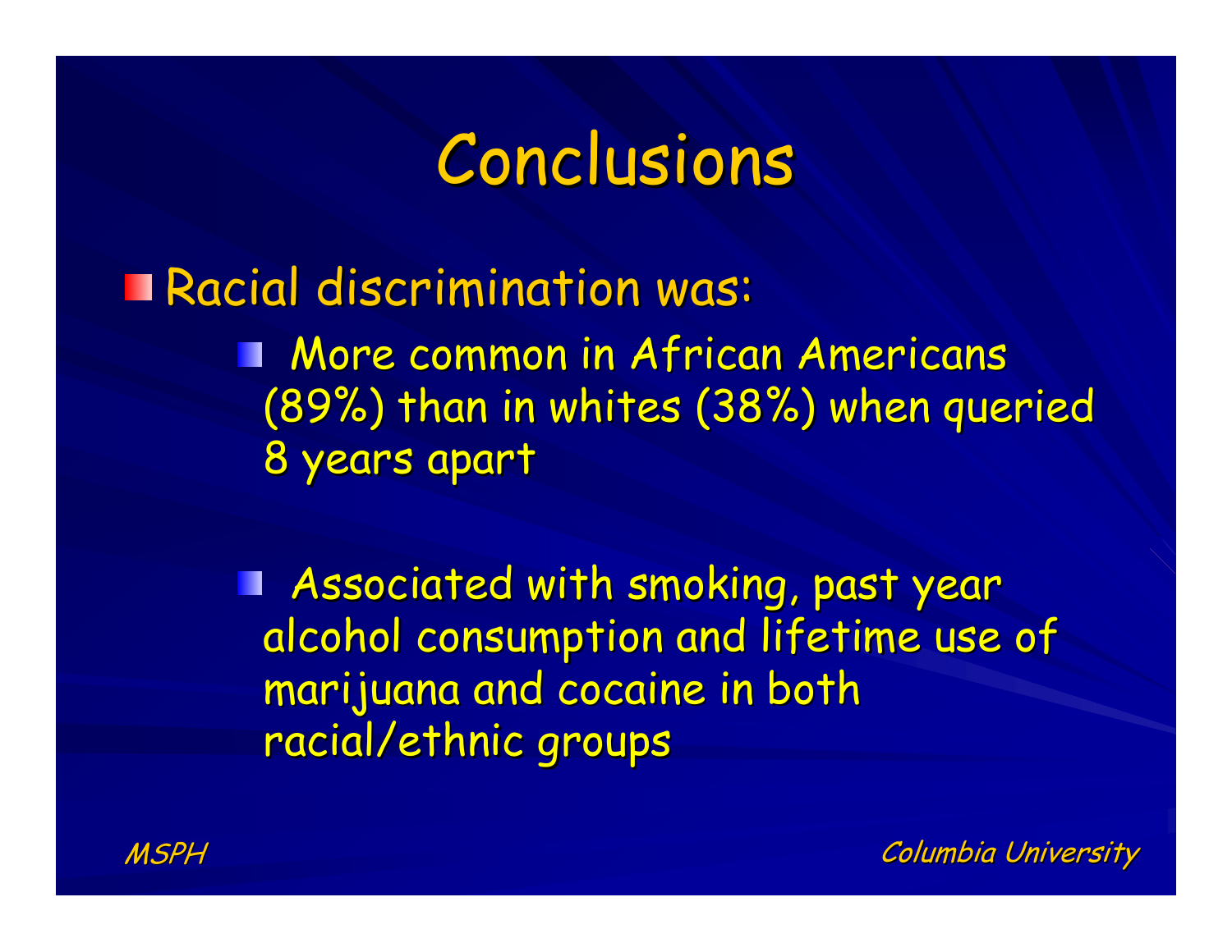# Conclusions

- Racial discrimination was:
  - More common in African Americans (89%) than in whites (38%) when queried 8 years apart
  - Associated with smoking, past year alcohol consumption and lifetime use of marijuana and cocaine in both racial/ethnic groups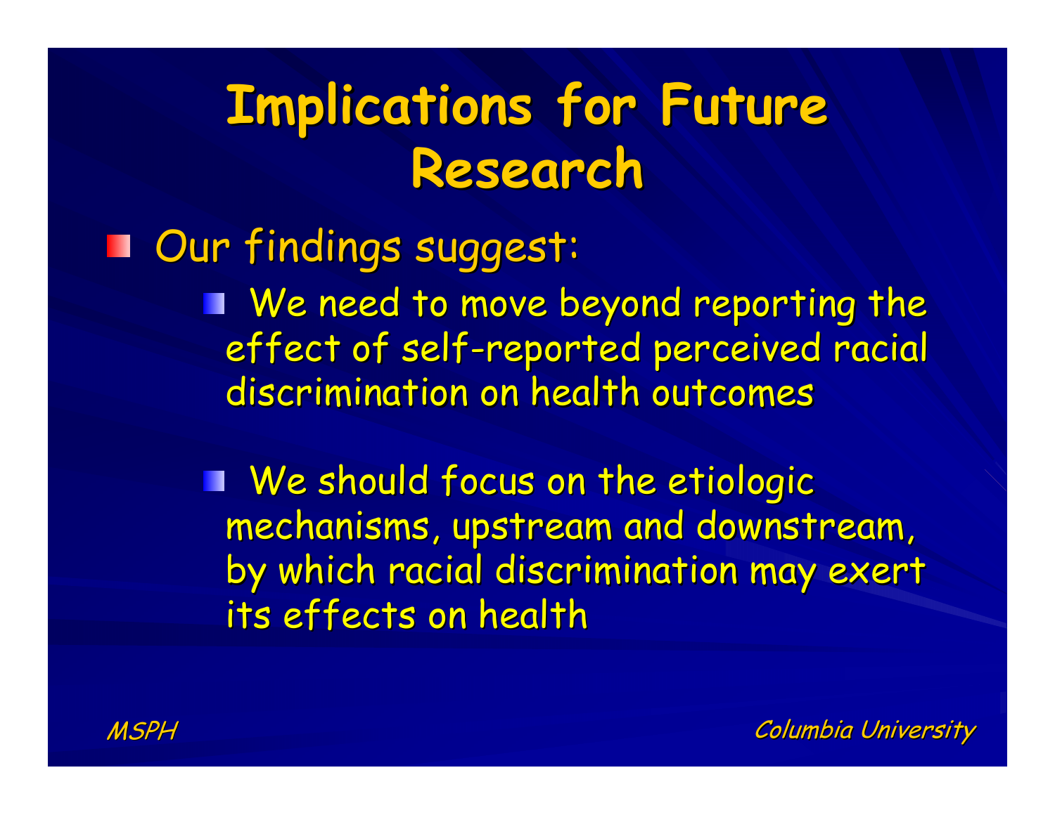# Implications for Future Research

- Our findings suggest:
  - We need to move beyond reporting the effect of self-reported perceived racial discrimination on health outcomes
  - We should focus on the etiologic mechanisms, upstream and downstream, by which racial discrimination may exert its effects on health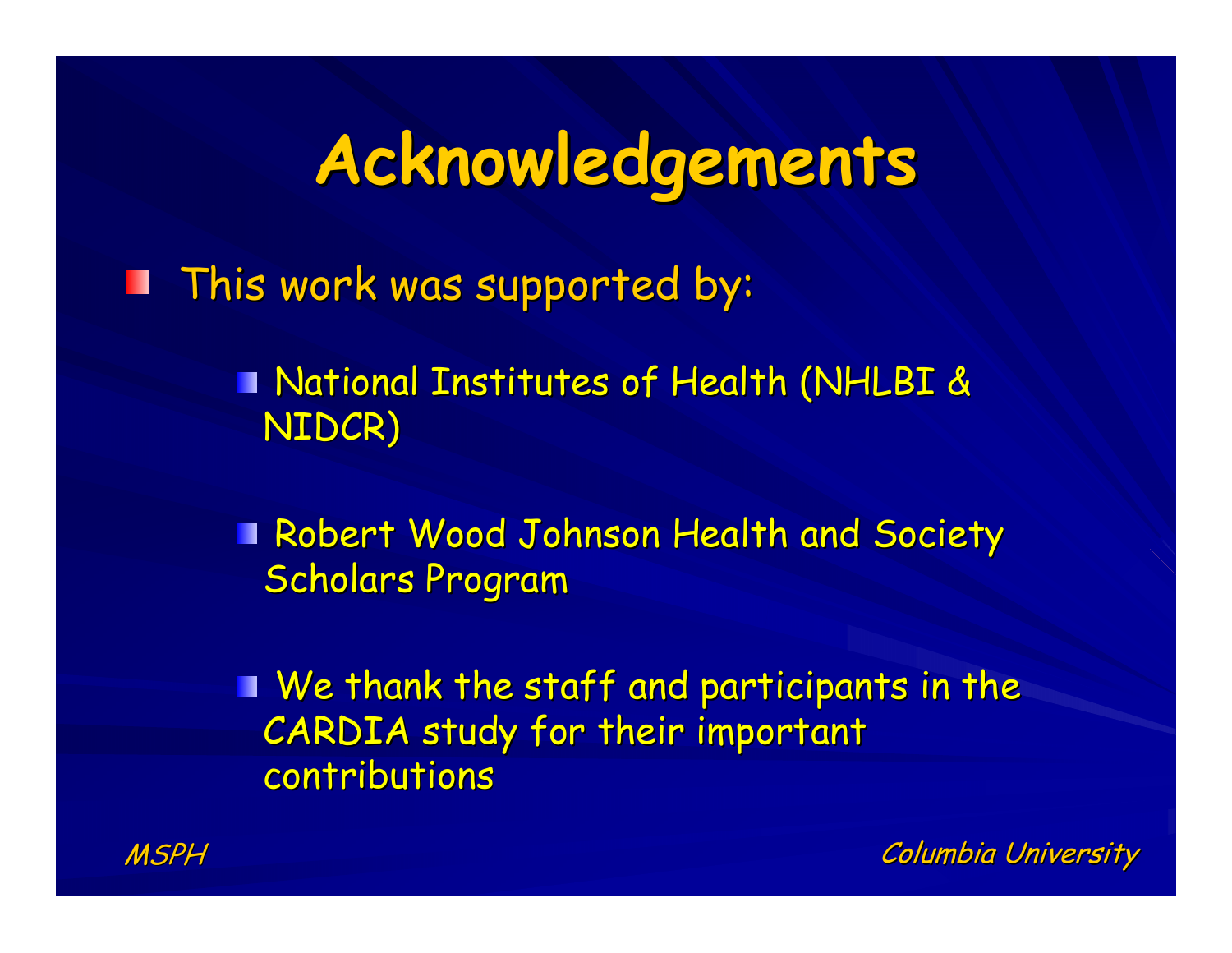# Acknowledgements

- This work was supported by:
  - National Institutes of Health (NHLBI & NIDCR)
  - Robert Wood Johnson Health and Society Scholars Program
  - We thank the staff and participants in the CARDIA study for their important contributions